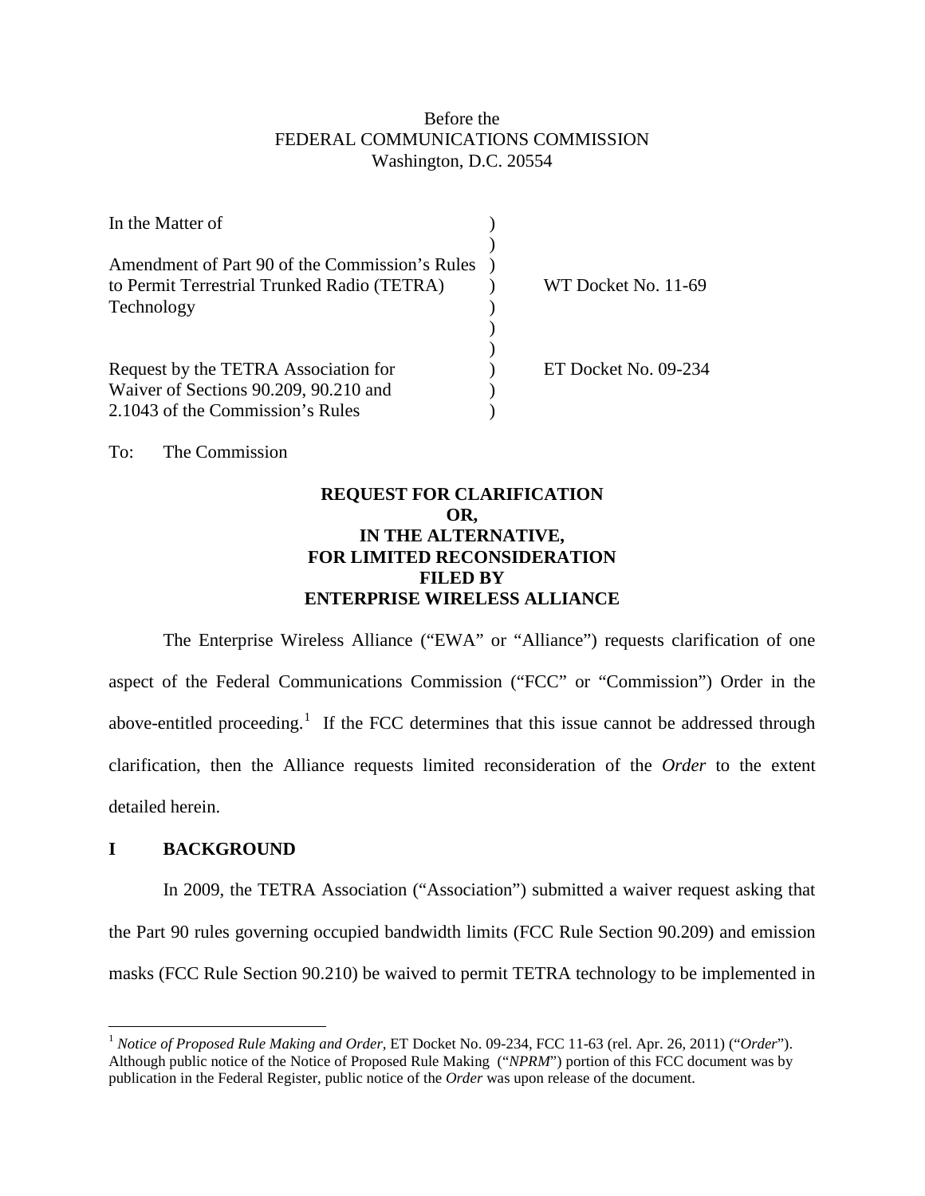Before the
FEDERAL COMMUNICATIONS COMMISSION
Washington, D.C. 20554

| | | |
|---|---|---|
| In the Matter of | ) | |
| | ) | |
| Amendment of Part 90 of the Commission's Rules | ) | |
| to Permit Terrestrial Trunked Radio (TETRA) | ) | WT Docket No. 11-69 |
| Technology | ) | |
| | ) | |
| | ) | |
| Request by the TETRA Association for | ) | ET Docket No. 09-234 |
| Waiver of Sections 90.209, 90.210 and | ) | |
| 2.1043 of the Commission's Rules | ) | |

To: The Commission

**REQUEST FOR CLARIFICATION**
**OR,**
**IN THE ALTERNATIVE,**
**FOR LIMITED RECONSIDERATION**
**FILED BY**
**ENTERPRISE WIRELESS ALLIANCE**

The Enterprise Wireless Alliance ("EWA" or "Alliance") requests clarification of one aspect of the Federal Communications Commission ("FCC" or "Commission") Order in the above-entitled proceeding.[1] If the FCC determines that this issue cannot be addressed through clarification, then the Alliance requests limited reconsideration of the *Order* to the extent detailed herein.

## I BACKGROUND

In 2009, the TETRA Association ("Association") submitted a waiver request asking that the Part 90 rules governing occupied bandwidth limits (FCC Rule Section 90.209) and emission masks (FCC Rule Section 90.210) be waived to permit TETRA technology to be implemented in

[1] *Notice of Proposed Rule Making and Order,* ET Docket No. 09-234, FCC 11-63 (rel. Apr. 26, 2011) ("*Order*"). Although public notice of the Notice of Proposed Rule Making ("*NPRM*") portion of this FCC document was by publication in the Federal Register, public notice of the *Order* was upon release of the document.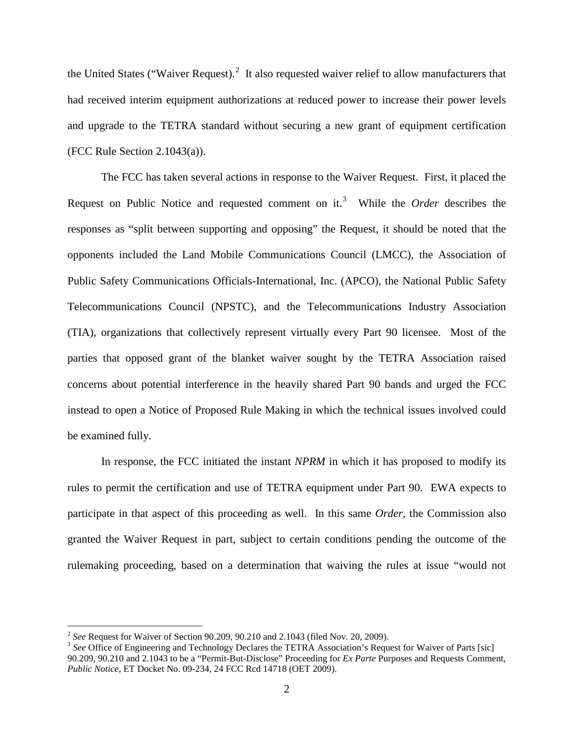the United States ("Waiver Request).[2] It also requested waiver relief to allow manufacturers that had received interim equipment authorizations at reduced power to increase their power levels and upgrade to the TETRA standard without securing a new grant of equipment certification (FCC Rule Section 2.1043(a)).

The FCC has taken several actions in response to the Waiver Request. First, it placed the Request on Public Notice and requested comment on it.[3] While the *Order* describes the responses as "split between supporting and opposing" the Request, it should be noted that the opponents included the Land Mobile Communications Council (LMCC), the Association of Public Safety Communications Officials-International, Inc. (APCO), the National Public Safety Telecommunications Council (NPSTC), and the Telecommunications Industry Association (TIA), organizations that collectively represent virtually every Part 90 licensee. Most of the parties that opposed grant of the blanket waiver sought by the TETRA Association raised concerns about potential interference in the heavily shared Part 90 bands and urged the FCC instead to open a Notice of Proposed Rule Making in which the technical issues involved could be examined fully.

In response, the FCC initiated the instant *NPRM* in which it has proposed to modify its rules to permit the certification and use of TETRA equipment under Part 90. EWA expects to participate in that aspect of this proceeding as well. In this same *Order*, the Commission also granted the Waiver Request in part, subject to certain conditions pending the outcome of the rulemaking proceeding, based on a determination that waiving the rules at issue "would not

---

[2] *See* Request for Waiver of Section 90.209, 90.210 and 2.1043 (filed Nov. 20, 2009).

[3] *See* Office of Engineering and Technology Declares the TETRA Association's Request for Waiver of Parts [sic] 90.209, 90.210 and 2.1043 to be a "Permit-But-Disclose" Proceeding for *Ex Parte* Purposes and Requests Comment, *Public Notice*, ET Docket No. 09-234, 24 FCC Rcd 14718 (OET 2009).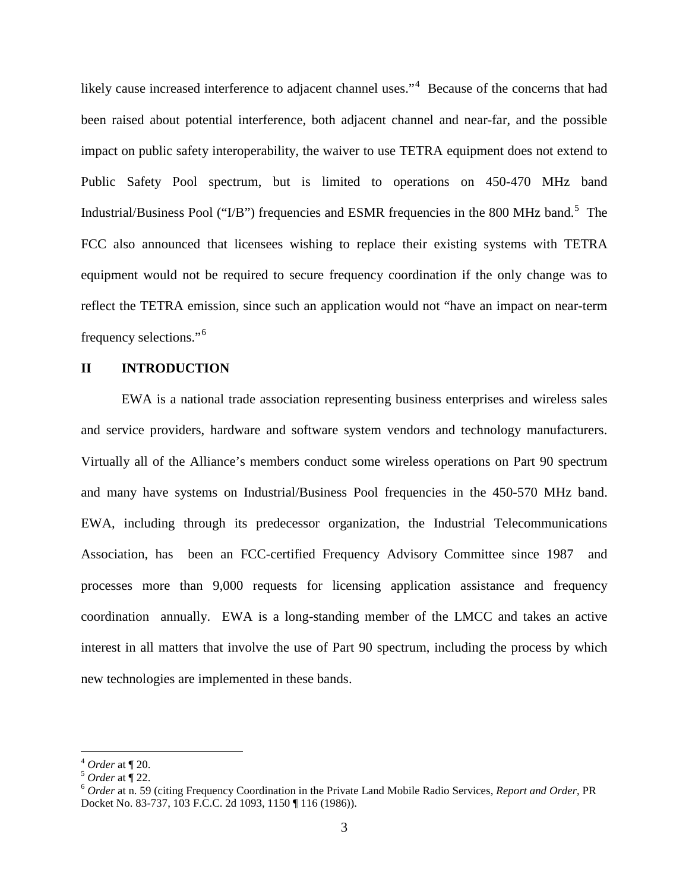likely cause increased interference to adjacent channel uses."[4] Because of the concerns that had been raised about potential interference, both adjacent channel and near-far, and the possible impact on public safety interoperability, the waiver to use TETRA equipment does not extend to Public Safety Pool spectrum, but is limited to operations on 450-470 MHz band Industrial/Business Pool ("I/B") frequencies and ESMR frequencies in the 800 MHz band.[5] The FCC also announced that licensees wishing to replace their existing systems with TETRA equipment would not be required to secure frequency coordination if the only change was to reflect the TETRA emission, since such an application would not "have an impact on near-term frequency selections."[6]

## II INTRODUCTION

EWA is a national trade association representing business enterprises and wireless sales and service providers, hardware and software system vendors and technology manufacturers. Virtually all of the Alliance's members conduct some wireless operations on Part 90 spectrum and many have systems on Industrial/Business Pool frequencies in the 450-570 MHz band. EWA, including through its predecessor organization, the Industrial Telecommunications Association, has been an FCC-certified Frequency Advisory Committee since 1987 and processes more than 9,000 requests for licensing application assistance and frequency coordination annually. EWA is a long-standing member of the LMCC and takes an active interest in all matters that involve the use of Part 90 spectrum, including the process by which new technologies are implemented in these bands.

---

[4] *Order* at ¶ 20.

[5] *Order* at ¶ 22.

[6] *Order* at n. 59 (citing Frequency Coordination in the Private Land Mobile Radio Services, *Report and Order*, PR Docket No. 83-737, 103 F.C.C. 2d 1093, 1150 ¶ 116 (1986)).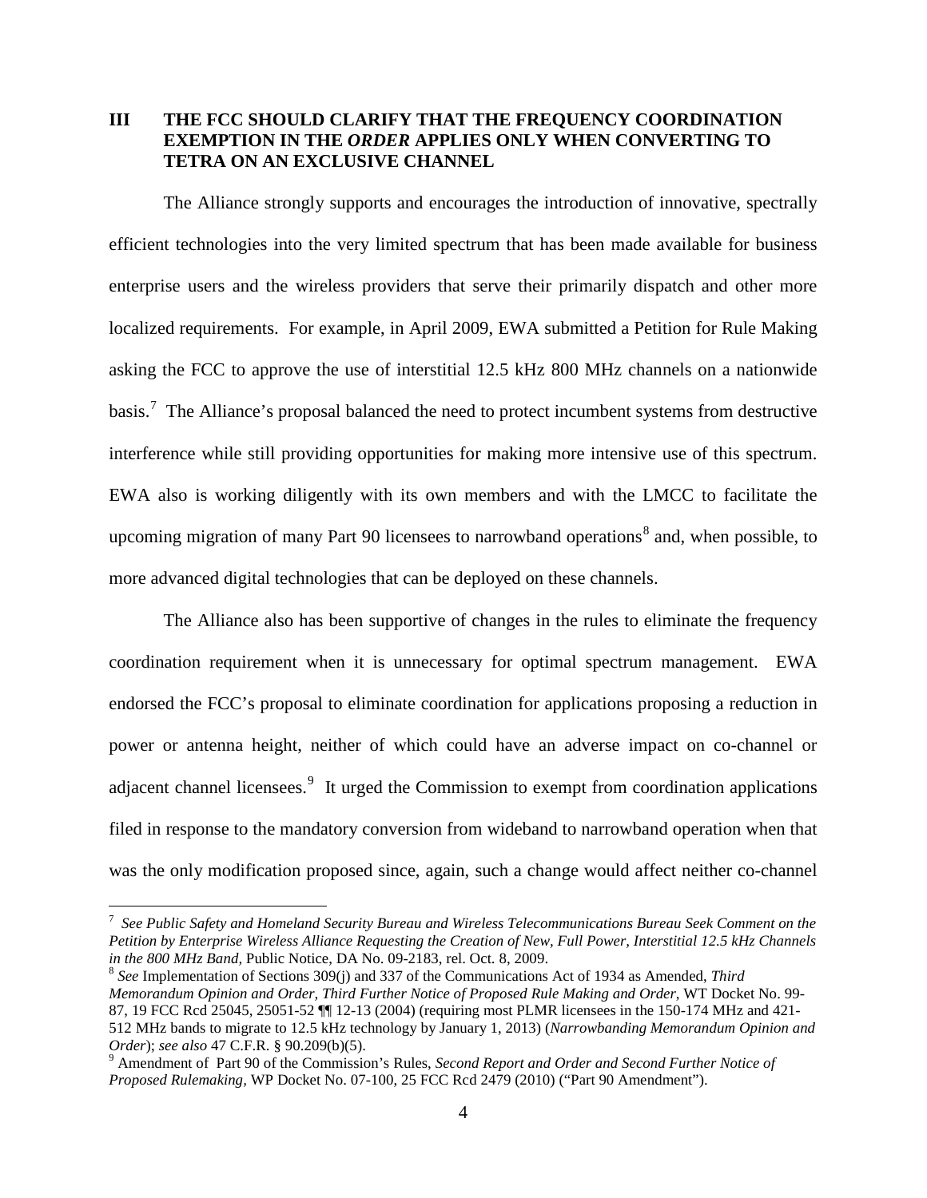## III THE FCC SHOULD CLARIFY THAT THE FREQUENCY COORDINATION EXEMPTION IN THE *ORDER* APPLIES ONLY WHEN CONVERTING TO TETRA ON AN EXCLUSIVE CHANNEL

The Alliance strongly supports and encourages the introduction of innovative, spectrally efficient technologies into the very limited spectrum that has been made available for business enterprise users and the wireless providers that serve their primarily dispatch and other more localized requirements. For example, in April 2009, EWA submitted a Petition for Rule Making asking the FCC to approve the use of interstitial 12.5 kHz 800 MHz channels on a nationwide basis.[7] The Alliance's proposal balanced the need to protect incumbent systems from destructive interference while still providing opportunities for making more intensive use of this spectrum. EWA also is working diligently with its own members and with the LMCC to facilitate the upcoming migration of many Part 90 licensees to narrowband operations[8] and, when possible, to more advanced digital technologies that can be deployed on these channels.

The Alliance also has been supportive of changes in the rules to eliminate the frequency coordination requirement when it is unnecessary for optimal spectrum management. EWA endorsed the FCC's proposal to eliminate coordination for applications proposing a reduction in power or antenna height, neither of which could have an adverse impact on co-channel or adjacent channel licensees.[9] It urged the Commission to exempt from coordination applications filed in response to the mandatory conversion from wideband to narrowband operation when that was the only modification proposed since, again, such a change would affect neither co-channel

---

[7] *See Public Safety and Homeland Security Bureau and Wireless Telecommunications Bureau Seek Comment on the Petition by Enterprise Wireless Alliance Requesting the Creation of New, Full Power, Interstitial 12.5 kHz Channels in the 800 MHz Band,* Public Notice, DA No. 09-2183, rel. Oct. 8, 2009.

[8] *See* Implementation of Sections 309(j) and 337 of the Communications Act of 1934 as Amended, *Third Memorandum Opinion and Order, Third Further Notice of Proposed Rule Making and Order*, WT Docket No. 99-87, 19 FCC Rcd 25045, 25051-52 ¶¶ 12-13 (2004) (requiring most PLMR licensees in the 150-174 MHz and 421-512 MHz bands to migrate to 12.5 kHz technology by January 1, 2013) (*Narrowbanding Memorandum Opinion and Order*); *see also* 47 C.F.R. § 90.209(b)(5).

[9] Amendment of Part 90 of the Commission's Rules, *Second Report and Order and Second Further Notice of Proposed Rulemaking,* WP Docket No. 07-100, 25 FCC Rcd 2479 (2010) ("Part 90 Amendment").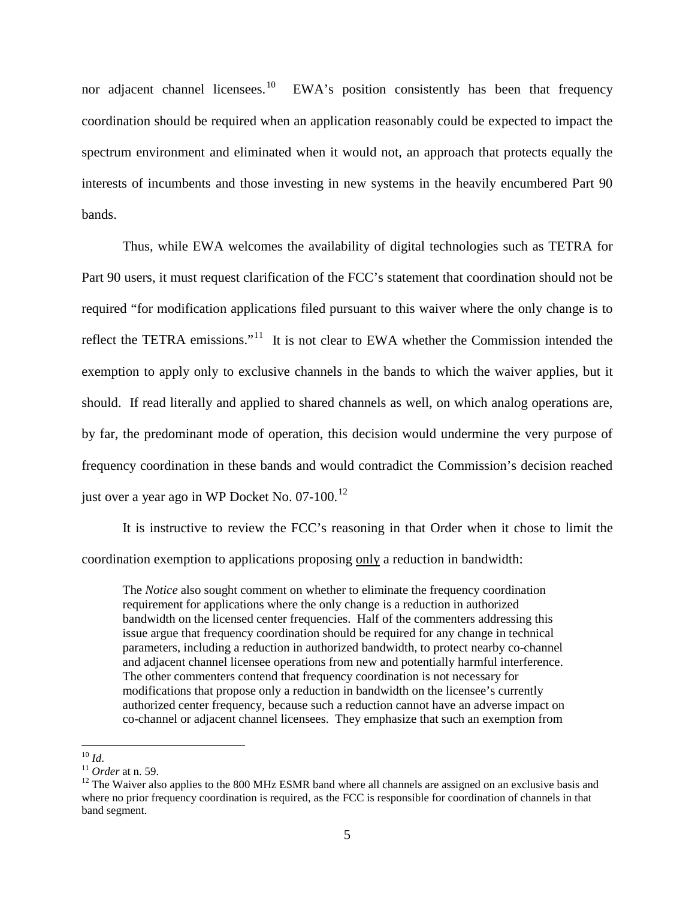nor adjacent channel licensees.[10] EWA's position consistently has been that frequency coordination should be required when an application reasonably could be expected to impact the spectrum environment and eliminated when it would not, an approach that protects equally the interests of incumbents and those investing in new systems in the heavily encumbered Part 90 bands.

Thus, while EWA welcomes the availability of digital technologies such as TETRA for Part 90 users, it must request clarification of the FCC's statement that coordination should not be required "for modification applications filed pursuant to this waiver where the only change is to reflect the TETRA emissions."[11] It is not clear to EWA whether the Commission intended the exemption to apply only to exclusive channels in the bands to which the waiver applies, but it should. If read literally and applied to shared channels as well, on which analog operations are, by far, the predominant mode of operation, this decision would undermine the very purpose of frequency coordination in these bands and would contradict the Commission's decision reached just over a year ago in WP Docket No. 07-100.[12]

It is instructive to review the FCC's reasoning in that Order when it chose to limit the coordination exemption to applications proposing only a reduction in bandwidth:

> The *Notice* also sought comment on whether to eliminate the frequency coordination requirement for applications where the only change is a reduction in authorized bandwidth on the licensed center frequencies. Half of the commenters addressing this issue argue that frequency coordination should be required for any change in technical parameters, including a reduction in authorized bandwidth, to protect nearby co-channel and adjacent channel licensee operations from new and potentially harmful interference. The other commenters contend that frequency coordination is not necessary for modifications that propose only a reduction in bandwidth on the licensee's currently authorized center frequency, because such a reduction cannot have an adverse impact on co-channel or adjacent channel licensees. They emphasize that such an exemption from

---

[10] *Id*.

[11] *Order* at n. 59.

[12] The Waiver also applies to the 800 MHz ESMR band where all channels are assigned on an exclusive basis and where no prior frequency coordination is required, as the FCC is responsible for coordination of channels in that band segment.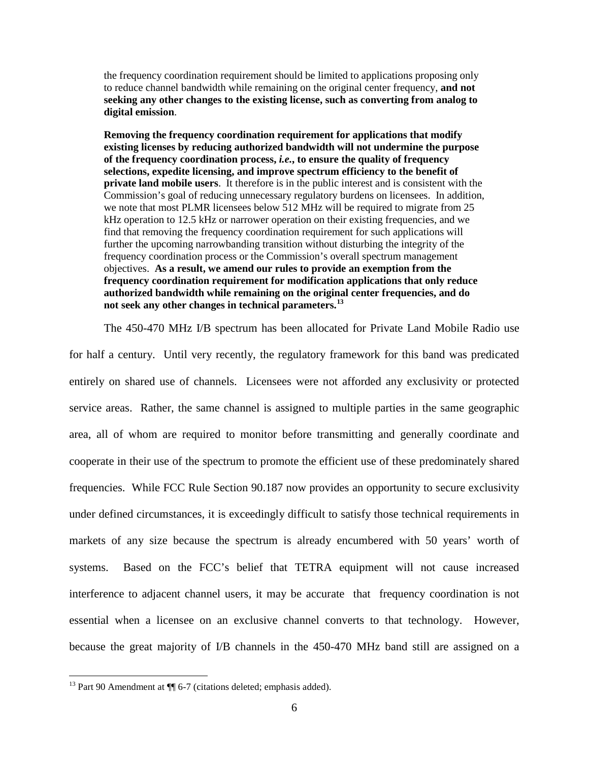> the frequency coordination requirement should be limited to applications proposing only to reduce channel bandwidth while remaining on the original center frequency, **and not seeking any other changes to the existing license, such as converting from analog to digital emission**.
>
> **Removing the frequency coordination requirement for applications that modify existing licenses by reducing authorized bandwidth will not undermine the purpose of the frequency coordination process, *i.e.*, to ensure the quality of frequency selections, expedite licensing, and improve spectrum efficiency to the benefit of private land mobile users**. It therefore is in the public interest and is consistent with the Commission's goal of reducing unnecessary regulatory burdens on licensees. In addition, we note that most PLMR licensees below 512 MHz will be required to migrate from 25 kHz operation to 12.5 kHz or narrower operation on their existing frequencies, and we find that removing the frequency coordination requirement for such applications will further the upcoming narrowbanding transition without disturbing the integrity of the frequency coordination process or the Commission's overall spectrum management objectives. **As a result, we amend our rules to provide an exemption from the frequency coordination requirement for modification applications that only reduce authorized bandwidth while remaining on the original center frequencies, and do not seek any other changes in technical parameters.**[13]

The 450-470 MHz I/B spectrum has been allocated for Private Land Mobile Radio use for half a century. Until very recently, the regulatory framework for this band was predicated entirely on shared use of channels. Licensees were not afforded any exclusivity or protected service areas. Rather, the same channel is assigned to multiple parties in the same geographic area, all of whom are required to monitor before transmitting and generally coordinate and cooperate in their use of the spectrum to promote the efficient use of these predominately shared frequencies. While FCC Rule Section 90.187 now provides an opportunity to secure exclusivity under defined circumstances, it is exceedingly difficult to satisfy those technical requirements in markets of any size because the spectrum is already encumbered with 50 years' worth of systems. Based on the FCC's belief that TETRA equipment will not cause increased interference to adjacent channel users, it may be accurate that frequency coordination is not essential when a licensee on an exclusive channel converts to that technology. However, because the great majority of I/B channels in the 450-470 MHz band still are assigned on a

[13] Part 90 Amendment at ¶¶ 6-7 (citations deleted; emphasis added).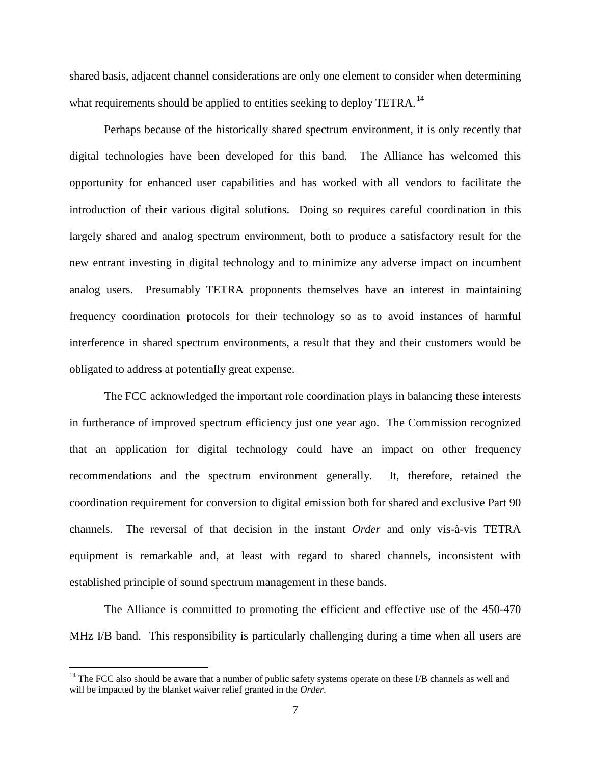shared basis, adjacent channel considerations are only one element to consider when determining what requirements should be applied to entities seeking to deploy TETRA.[14]

Perhaps because of the historically shared spectrum environment, it is only recently that digital technologies have been developed for this band. The Alliance has welcomed this opportunity for enhanced user capabilities and has worked with all vendors to facilitate the introduction of their various digital solutions. Doing so requires careful coordination in this largely shared and analog spectrum environment, both to produce a satisfactory result for the new entrant investing in digital technology and to minimize any adverse impact on incumbent analog users. Presumably TETRA proponents themselves have an interest in maintaining frequency coordination protocols for their technology so as to avoid instances of harmful interference in shared spectrum environments, a result that they and their customers would be obligated to address at potentially great expense.

The FCC acknowledged the important role coordination plays in balancing these interests in furtherance of improved spectrum efficiency just one year ago. The Commission recognized that an application for digital technology could have an impact on other frequency recommendations and the spectrum environment generally. It, therefore, retained the coordination requirement for conversion to digital emission both for shared and exclusive Part 90 channels. The reversal of that decision in the instant *Order* and only vis-à-vis TETRA equipment is remarkable and, at least with regard to shared channels, inconsistent with established principle of sound spectrum management in these bands.

The Alliance is committed to promoting the efficient and effective use of the 450-470 MHz I/B band. This responsibility is particularly challenging during a time when all users are

[14] The FCC also should be aware that a number of public safety systems operate on these I/B channels as well and will be impacted by the blanket waiver relief granted in the *Order*.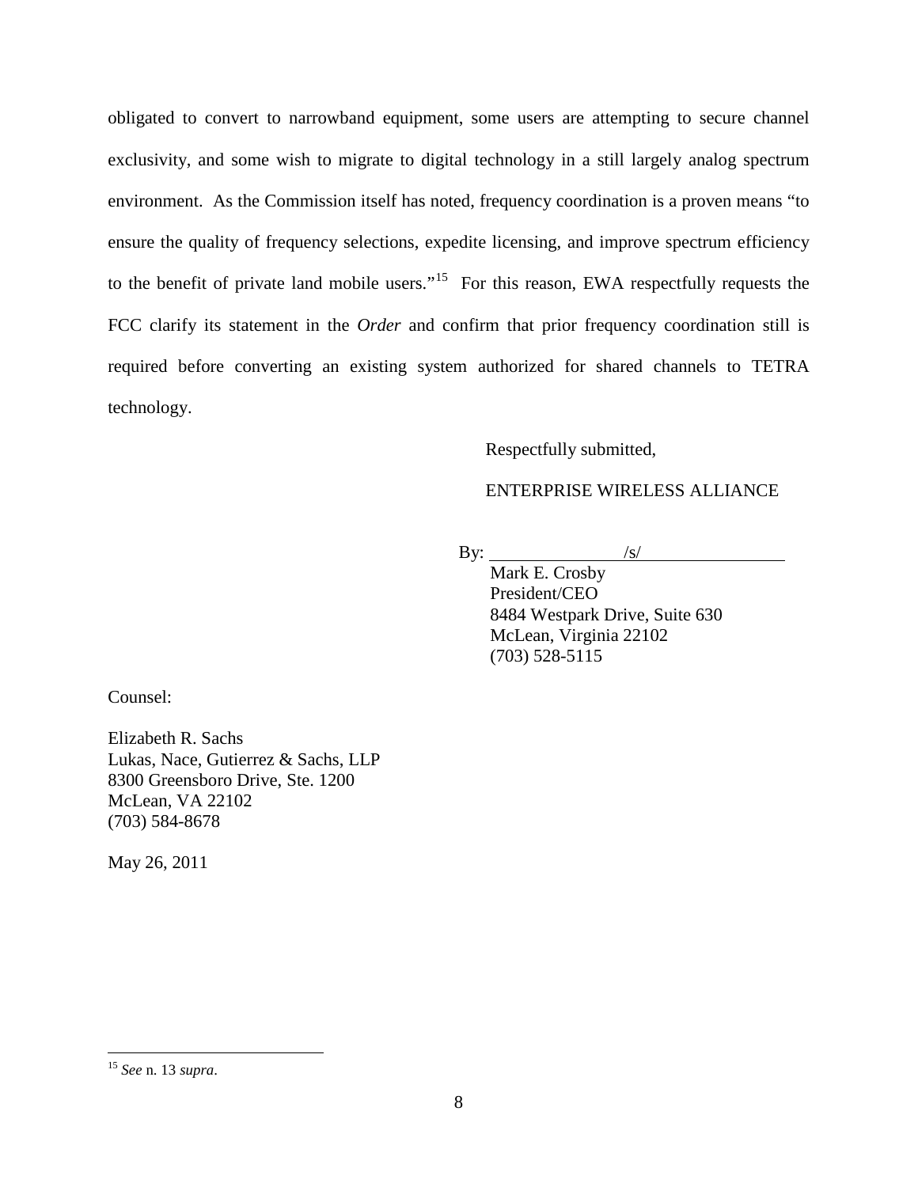obligated to convert to narrowband equipment, some users are attempting to secure channel exclusivity, and some wish to migrate to digital technology in a still largely analog spectrum environment. As the Commission itself has noted, frequency coordination is a proven means "to ensure the quality of frequency selections, expedite licensing, and improve spectrum efficiency to the benefit of private land mobile users."[15] For this reason, EWA respectfully requests the FCC clarify its statement in the *Order* and confirm that prior frequency coordination still is required before converting an existing system authorized for shared channels to TETRA technology.

Respectfully submitted,

ENTERPRISE WIRELESS ALLIANCE

By: /s/

Mark E. Crosby
President/CEO
8484 Westpark Drive, Suite 630
McLean, Virginia 22102
(703) 528-5115

Counsel:

Elizabeth R. Sachs
Lukas, Nace, Gutierrez & Sachs, LLP
8300 Greensboro Drive, Ste. 1200
McLean, VA 22102
(703) 584-8678

May 26, 2011

---

[15] *See* n. 13 *supra*.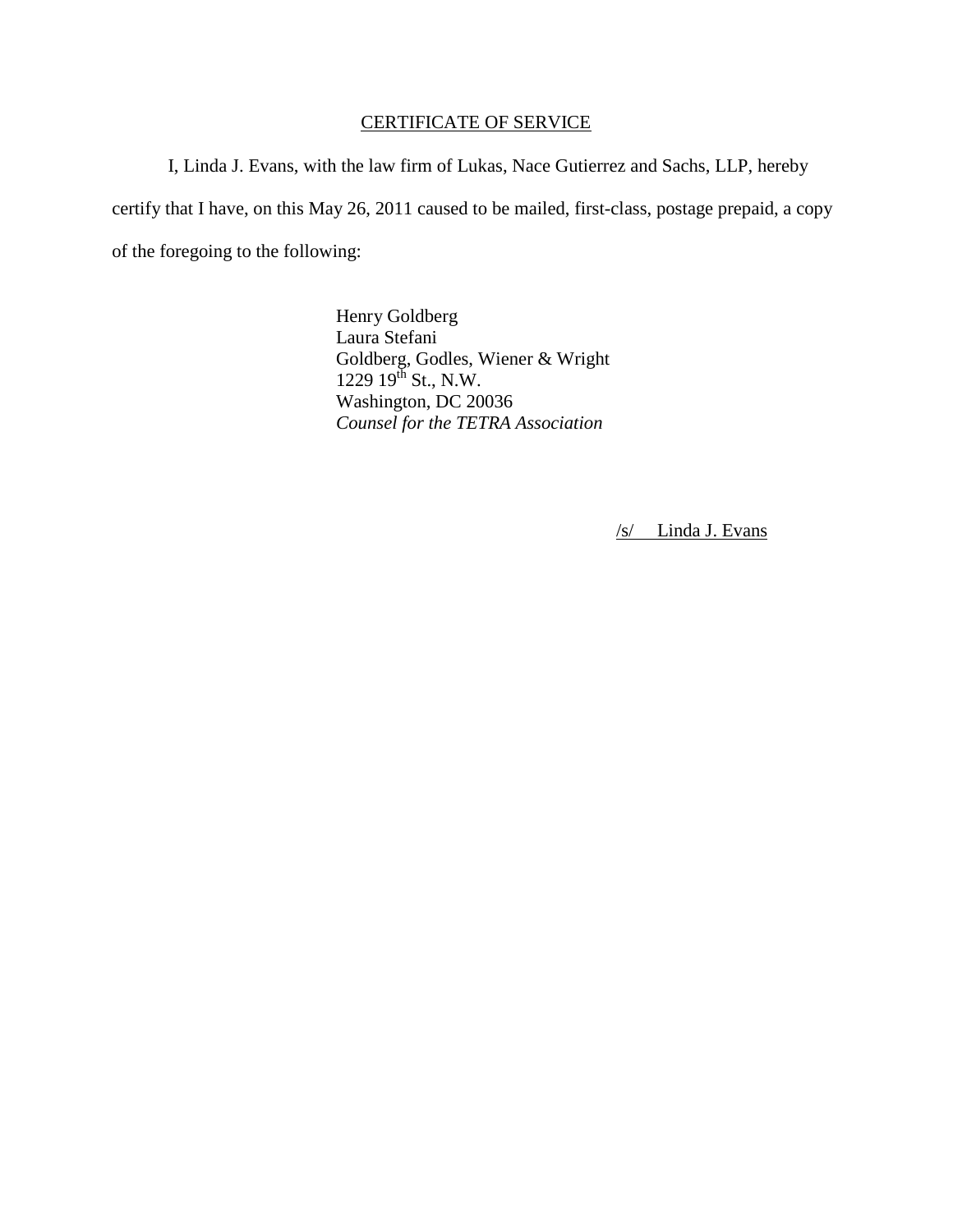CERTIFICATE OF SERVICE

I, Linda J. Evans, with the law firm of Lukas, Nace Gutierrez and Sachs, LLP, hereby certify that I have, on this May 26, 2011 caused to be mailed, first-class, postage prepaid, a copy of the foregoing to the following:

Henry Goldberg
Laura Stefani
Goldberg, Godles, Wiener & Wright
1229 19th St., N.W.
Washington, DC 20036
*Counsel for the TETRA Association*

/s/ Linda J. Evans